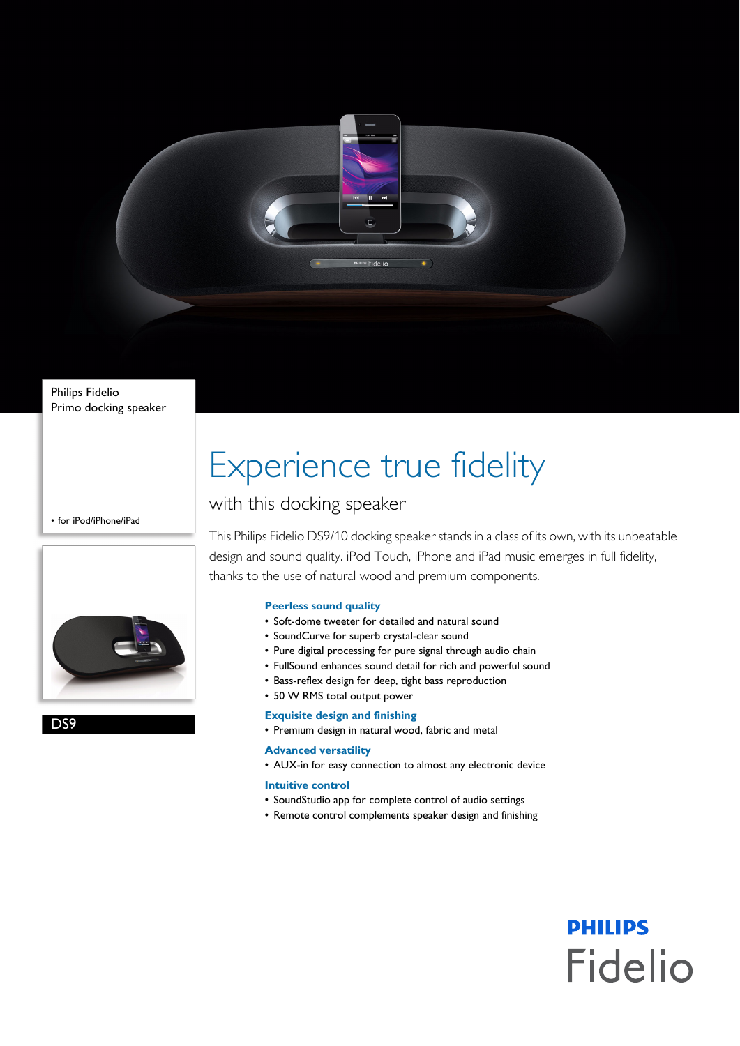Philips Fidelio
Primo docking speaker

- for iPod/iPhone/iPad

DS9

# Experience true fidelity

## with this docking speaker

This Philips Fidelio DS9/10 docking speaker stands in a class of its own, with its unbeatable design and sound quality. iPod Touch, iPhone and iPad music emerges in full fidelity, thanks to the use of natural wood and premium components.

### Peerless sound quality

- Soft-dome tweeter for detailed and natural sound
- SoundCurve for superb crystal-clear sound
- Pure digital processing for pure signal through audio chain
- FullSound enhances sound detail for rich and powerful sound
- Bass-reflex design for deep, tight bass reproduction
- 50 W RMS total output power

### Exquisite design and finishing

- Premium design in natural wood, fabric and metal

### Advanced versatility

- AUX-in for easy connection to almost any electronic device

### Intuitive control

- SoundStudio app for complete control of audio settings
- Remote control complements speaker design and finishing

PHILIPS
Fidelio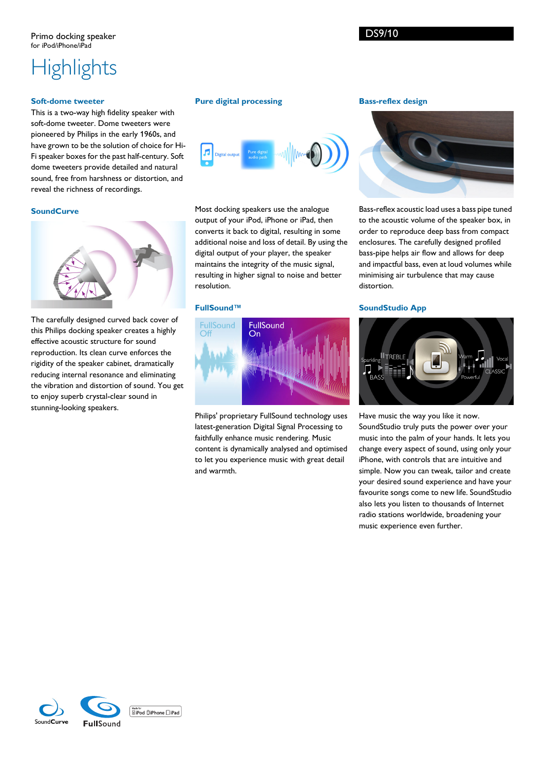Primo docking speaker
for iPod/iPhone/iPad

DS9/10

# Highlights

### Soft-dome tweeter

This is a two-way high fidelity speaker with soft-dome tweeter. Dome tweeters were pioneered by Philips in the early 1960s, and have grown to be the solution of choice for Hi-Fi speaker boxes for the past half-century. Soft dome tweeters provide detailed and natural sound, free from harshness or distortion, and reveal the richness of recordings.

### SoundCurve

The carefully designed curved back cover of this Philips docking speaker creates a highly effective acoustic structure for sound reproduction. Its clean curve enforces the rigidity of the speaker cabinet, dramatically reducing internal resonance and eliminating the vibration and distortion of sound. You get to enjoy superb crystal-clear sound in stunning-looking speakers.

### Pure digital processing

Most docking speakers use the analogue output of your iPod, iPhone or iPad, then converts it back to digital, resulting in some additional noise and loss of detail. By using the digital output of your player, the speaker maintains the integrity of the music signal, resulting in higher signal to noise and better resolution.

### FullSound™

Philips' proprietary FullSound technology uses latest-generation Digital Signal Processing to faithfully enhance music rendering. Music content is dynamically analysed and optimised to let you experience music with great detail and warmth.

### Bass-reflex design

Bass-reflex acoustic load uses a bass pipe tuned to the acoustic volume of the speaker box, in order to reproduce deep bass from compact enclosures. The carefully designed profiled bass-pipe helps air flow and allows for deep and impactful bass, even at loud volumes while minimising air turbulence that may cause distortion.

### SoundStudio App

Have music the way you like it now. SoundStudio truly puts the power over your music into the palm of your hands. It lets you change every aspect of sound, using only your iPhone, with controls that are intuitive and simple. Now you can tweak, tailor and create your desired sound experience and have your favourite songs come to new life. SoundStudio also lets you listen to thousands of Internet radio stations worldwide, broadening your music experience even further.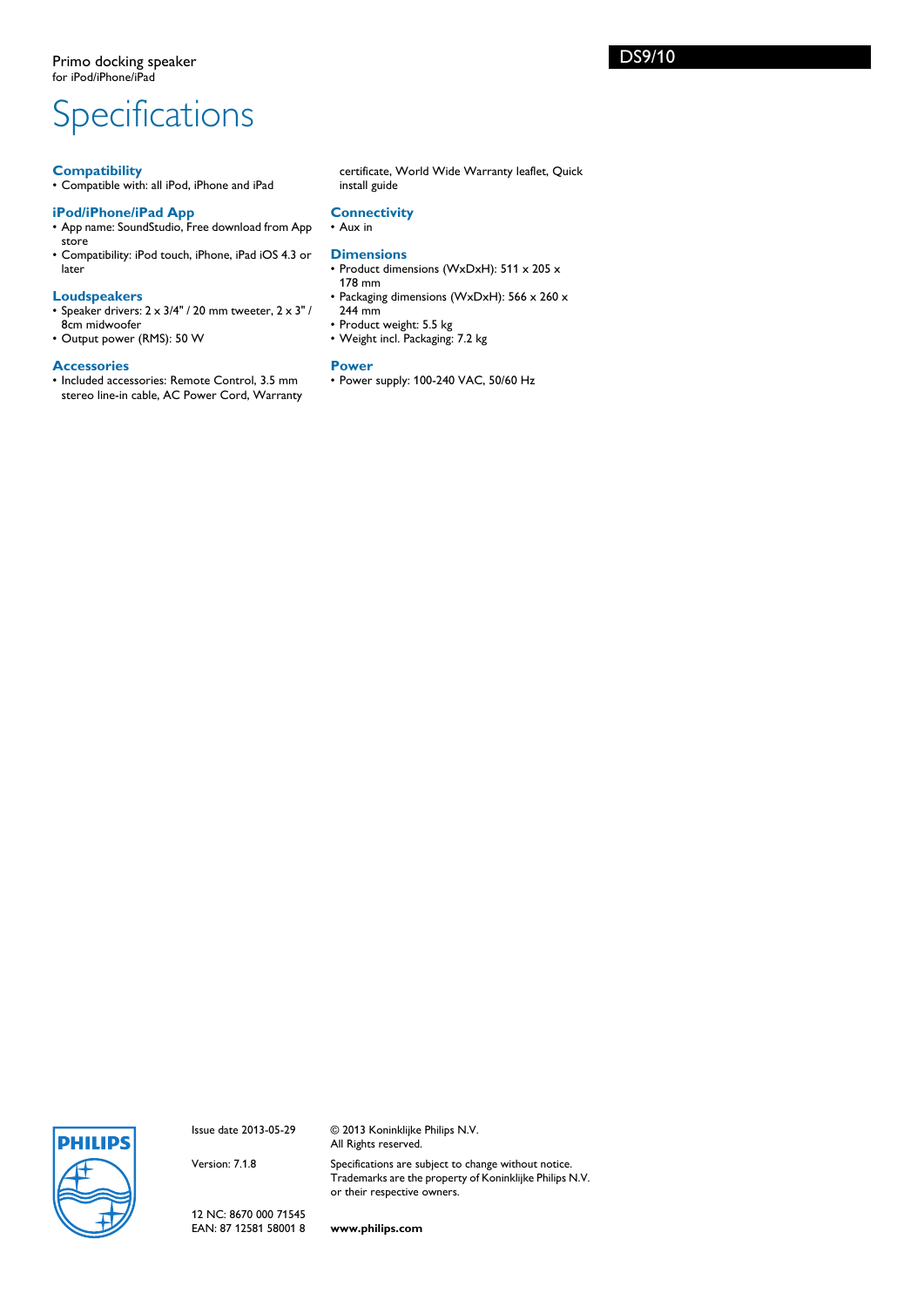Primo docking speaker
for iPod/iPhone/iPad

DS9/10

# Specifications

### Compatibility
- Compatible with: all iPod, iPhone and iPad

### iPod/iPhone/iPad App
- App name: SoundStudio, Free download from App store
- Compatibility: iPod touch, iPhone, iPad iOS 4.3 or later

### Loudspeakers
- Speaker drivers: 2 x 3/4" / 20 mm tweeter, 2 x 3" / 8cm midwoofer
- Output power (RMS): 50 W

### Accessories
- Included accessories: Remote Control, 3.5 mm stereo line-in cable, AC Power Cord, Warranty certificate, World Wide Warranty leaflet, Quick install guide

### Connectivity
- Aux in

### Dimensions
- Product dimensions (WxDxH): 511 x 205 x 178 mm
- Packaging dimensions (WxDxH): 566 x 260 x 244 mm
- Product weight: 5.5 kg
- Weight incl. Packaging: 7.2 kg

### Power
- Power supply: 100-240 VAC, 50/60 Hz

Issue date 2013-05-29

Version: 7.1.8

12 NC: 8670 000 71545
EAN: 87 12581 58001 8

© 2013 Koninklijke Philips N.V.
All Rights reserved.

Specifications are subject to change without notice. Trademarks are the property of Koninklijke Philips N.V. or their respective owners.

**www.philips.com**